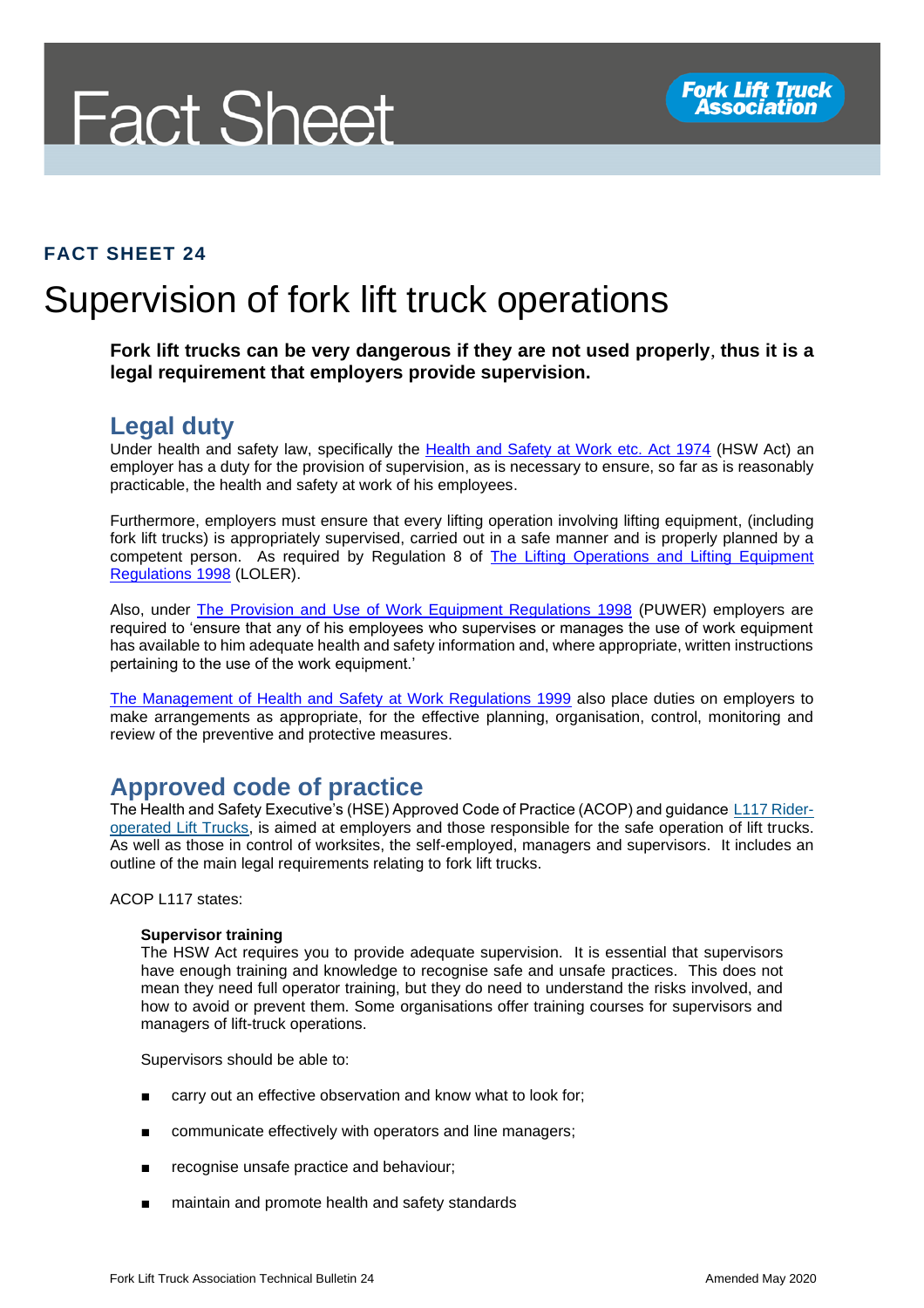# Fact Sheet

**FACT SHEET 24**

# Supervision of fork lift truck operations

**Fork lift trucks can be very dangerous if they are not used properly, thus it is a legal requirement that employers provide supervision.**

## Legal duty

Under health and safety law, specifically the Health and Safety at Work etc. Act 1974 (HSW Act) an employer has a duty for the provision of supervision, as is necessary to ensure, so far as is reasonably practicable, the health and safety at work of his employees.

Furthermore, employers must ensure that every lifting operation involving lifting equipment, (including fork lift trucks) is appropriately supervised, carried out in a safe manner and is properly planned by a competent person. As required by Regulation 8 of The Lifting Operations and Lifting Equipment Regulations 1998 (LOLER).

Also, under The Provision and Use of Work Equipment Regulations 1998 (PUWER) employers are required to 'ensure that any of his employees who supervises or manages the use of work equipment has available to him adequate health and safety information and, where appropriate, written instructions pertaining to the use of the work equipment.'

The Management of Health and Safety at Work Regulations 1999 also place duties on employers to make arrangements as appropriate, for the effective planning, organisation, control, monitoring and review of the preventive and protective measures.

## Approved code of practice

The Health and Safety Executive's (HSE) Approved Code of Practice (ACOP) and guidance L117 Rider-operated Lift Trucks, is aimed at employers and those responsible for the safe operation of lift trucks. As well as those in control of worksites, the self-employed, managers and supervisors. It includes an outline of the main legal requirements relating to fork lift trucks.

ACOP L117 states:

> **Supervisor training**
>
> The HSW Act requires you to provide adequate supervision. It is essential that supervisors have enough training and knowledge to recognise safe and unsafe practices. This does not mean they need full operator training, but they do need to understand the risks involved, and how to avoid or prevent them. Some organisations offer training courses for supervisors and managers of lift-truck operations.
>
> Supervisors should be able to:
>
> - carry out an effective observation and know what to look for;
> - communicate effectively with operators and line managers;
> - recognise unsafe practice and behaviour;
> - maintain and promote health and safety standards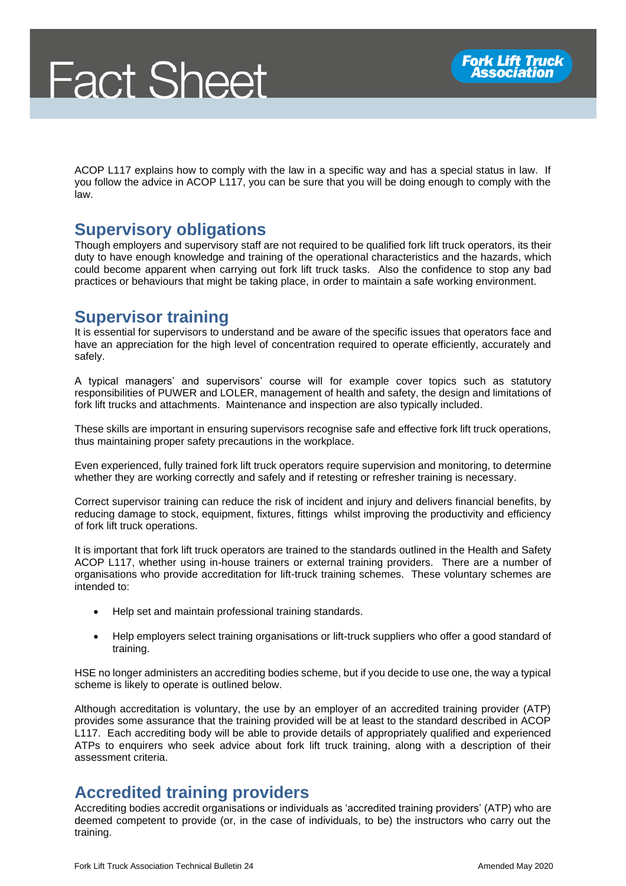ACOP L117 explains how to comply with the law in a specific way and has a special status in law. If you follow the advice in ACOP L117, you can be sure that you will be doing enough to comply with the law.

## Supervisory obligations

Though employers and supervisory staff are not required to be qualified fork lift truck operators, its their duty to have enough knowledge and training of the operational characteristics and the hazards, which could become apparent when carrying out fork lift truck tasks. Also the confidence to stop any bad practices or behaviours that might be taking place, in order to maintain a safe working environment.

## Supervisor training

It is essential for supervisors to understand and be aware of the specific issues that operators face and have an appreciation for the high level of concentration required to operate efficiently, accurately and safely.

A typical managers' and supervisors' course will for example cover topics such as statutory responsibilities of PUWER and LOLER, management of health and safety, the design and limitations of fork lift trucks and attachments. Maintenance and inspection are also typically included.

These skills are important in ensuring supervisors recognise safe and effective fork lift truck operations, thus maintaining proper safety precautions in the workplace.

Even experienced, fully trained fork lift truck operators require supervision and monitoring, to determine whether they are working correctly and safely and if retesting or refresher training is necessary.

Correct supervisor training can reduce the risk of incident and injury and delivers financial benefits, by reducing damage to stock, equipment, fixtures, fittings whilst improving the productivity and efficiency of fork lift truck operations.

It is important that fork lift truck operators are trained to the standards outlined in the Health and Safety ACOP L117, whether using in-house trainers or external training providers. There are a number of organisations who provide accreditation for lift-truck training schemes. These voluntary schemes are intended to:

- Help set and maintain professional training standards.
- Help employers select training organisations or lift-truck suppliers who offer a good standard of training.

HSE no longer administers an accrediting bodies scheme, but if you decide to use one, the way a typical scheme is likely to operate is outlined below.

Although accreditation is voluntary, the use by an employer of an accredited training provider (ATP) provides some assurance that the training provided will be at least to the standard described in ACOP L117. Each accrediting body will be able to provide details of appropriately qualified and experienced ATPs to enquirers who seek advice about fork lift truck training, along with a description of their assessment criteria.

## Accredited training providers

Accrediting bodies accredit organisations or individuals as 'accredited training providers' (ATP) who are deemed competent to provide (or, in the case of individuals, to be) the instructors who carry out the training.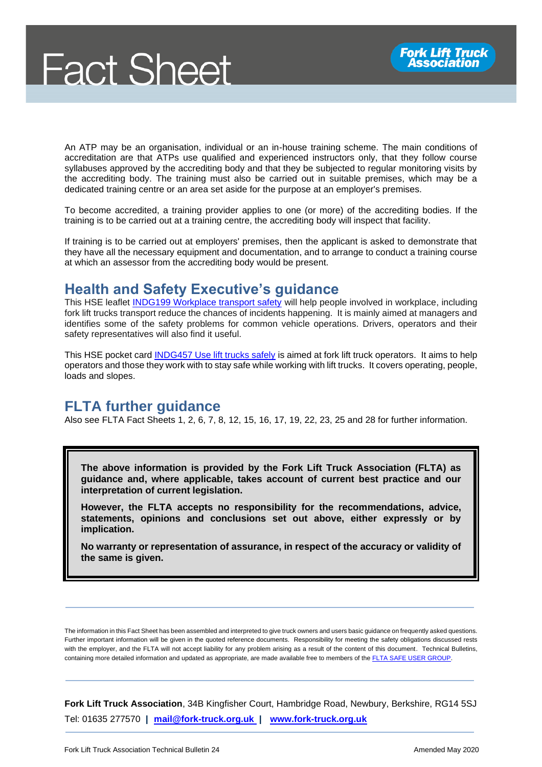An ATP may be an organisation, individual or an in-house training scheme. The main conditions of accreditation are that ATPs use qualified and experienced instructors only, that they follow course syllabuses approved by the accrediting body and that they be subjected to regular monitoring visits by the accrediting body. The training must also be carried out in suitable premises, which may be a dedicated training centre or an area set aside for the purpose at an employer's premises.

To become accredited, a training provider applies to one (or more) of the accrediting bodies. If the training is to be carried out at a training centre, the accrediting body will inspect that facility.

If training is to be carried out at employers' premises, then the applicant is asked to demonstrate that they have all the necessary equipment and documentation, and to arrange to conduct a training course at which an assessor from the accrediting body would be present.

## Health and Safety Executive's guidance

This HSE leaflet INDG199 Workplace transport safety will help people involved in workplace, including fork lift trucks transport reduce the chances of incidents happening. It is mainly aimed at managers and identifies some of the safety problems for common vehicle operations. Drivers, operators and their safety representatives will also find it useful.

This HSE pocket card INDG457 Use lift trucks safely is aimed at fork lift truck operators. It aims to help operators and those they work with to stay safe while working with lift trucks. It covers operating, people, loads and slopes.

## FLTA further guidance

Also see FLTA Fact Sheets 1, 2, 6, 7, 8, 12, 15, 16, 17, 19, 22, 23, 25 and 28 for further information.

**The above information is provided by the Fork Lift Truck Association (FLTA) as guidance and, where applicable, takes account of current best practice and our interpretation of current legislation.**

**However, the FLTA accepts no responsibility for the recommendations, advice, statements, opinions and conclusions set out above, either expressly or by implication.**

**No warranty or representation of assurance, in respect of the accuracy or validity of the same is given.**

The information in this Fact Sheet has been assembled and interpreted to give truck owners and users basic guidance on frequently asked questions. Further important information will be given in the quoted reference documents. Responsibility for meeting the safety obligations discussed rests with the employer, and the FLTA will not accept liability for any problem arising as a result of the content of this document. Technical Bulletins, containing more detailed information and updated as appropriate, are made available free to members of the FLTA SAFE USER GROUP.

**Fork Lift Truck Association**, 34B Kingfisher Court, Hambridge Road, Newbury, Berkshire, RG14 5SJ

Tel: 01635 277570 **|** **mail@fork-truck.org.uk** **|** **www.fork-truck.org.uk**

Fork Lift Truck Association Technical Bulletin 24 — Amended May 2020